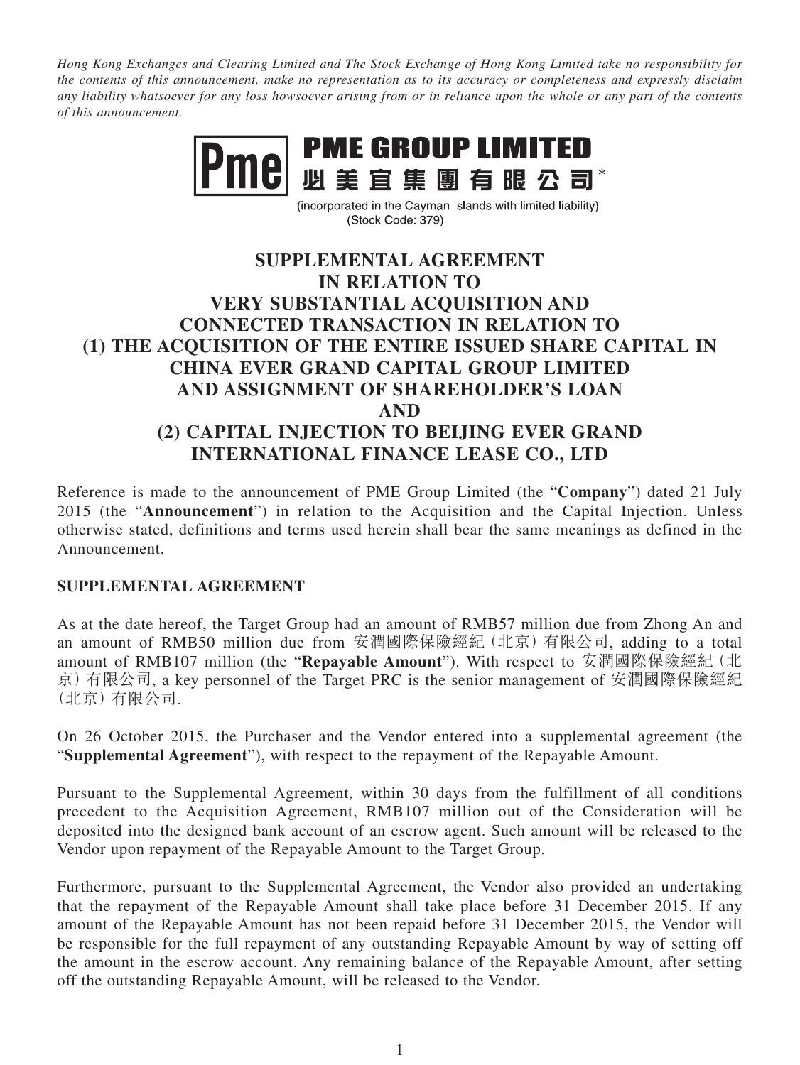*Hong Kong Exchanges and Clearing Limited and The Stock Exchange of Hong Kong Limited take no responsibility for the contents of this announcement, make no representation as to its accuracy or completeness and expressly disclaim any liability whatsoever for any loss howsoever arising from or in reliance upon the whole or any part of the contents of this announcement.*

# PME GROUP LIMITED
# 必美宜集團有限公司*

(incorporated in the Cayman Islands with limited liability)
(Stock Code: 379)

## SUPPLEMENTAL AGREEMENT IN RELATION TO VERY SUBSTANTIAL ACQUISITION AND CONNECTED TRANSACTION IN RELATION TO (1) THE ACQUISITION OF THE ENTIRE ISSUED SHARE CAPITAL IN CHINA EVER GRAND CAPITAL GROUP LIMITED AND ASSIGNMENT OF SHAREHOLDER'S LOAN AND (2) CAPITAL INJECTION TO BEIJING EVER GRAND INTERNATIONAL FINANCE LEASE CO., LTD

Reference is made to the announcement of PME Group Limited (the "**Company**") dated 21 July 2015 (the "**Announcement**") in relation to the Acquisition and the Capital Injection. Unless otherwise stated, definitions and terms used herein shall bear the same meanings as defined in the Announcement.

### SUPPLEMENTAL AGREEMENT

As at the date hereof, the Target Group had an amount of RMB57 million due from Zhong An and an amount of RMB50 million due from 安潤國際保險經紀(北京)有限公司, adding to a total amount of RMB107 million (the "**Repayable Amount**"). With respect to 安潤國際保險經紀(北京)有限公司, a key personnel of the Target PRC is the senior management of 安潤國際保險經紀(北京)有限公司.

On 26 October 2015, the Purchaser and the Vendor entered into a supplemental agreement (the "**Supplemental Agreement**"), with respect to the repayment of the Repayable Amount.

Pursuant to the Supplemental Agreement, within 30 days from the fulfillment of all conditions precedent to the Acquisition Agreement, RMB107 million out of the Consideration will be deposited into the designed bank account of an escrow agent. Such amount will be released to the Vendor upon repayment of the Repayable Amount to the Target Group.

Furthermore, pursuant to the Supplemental Agreement, the Vendor also provided an undertaking that the repayment of the Repayable Amount shall take place before 31 December 2015. If any amount of the Repayable Amount has not been repaid before 31 December 2015, the Vendor will be responsible for the full repayment of any outstanding Repayable Amount by way of setting off the amount in the escrow account. Any remaining balance of the Repayable Amount, after setting off the outstanding Repayable Amount, will be released to the Vendor.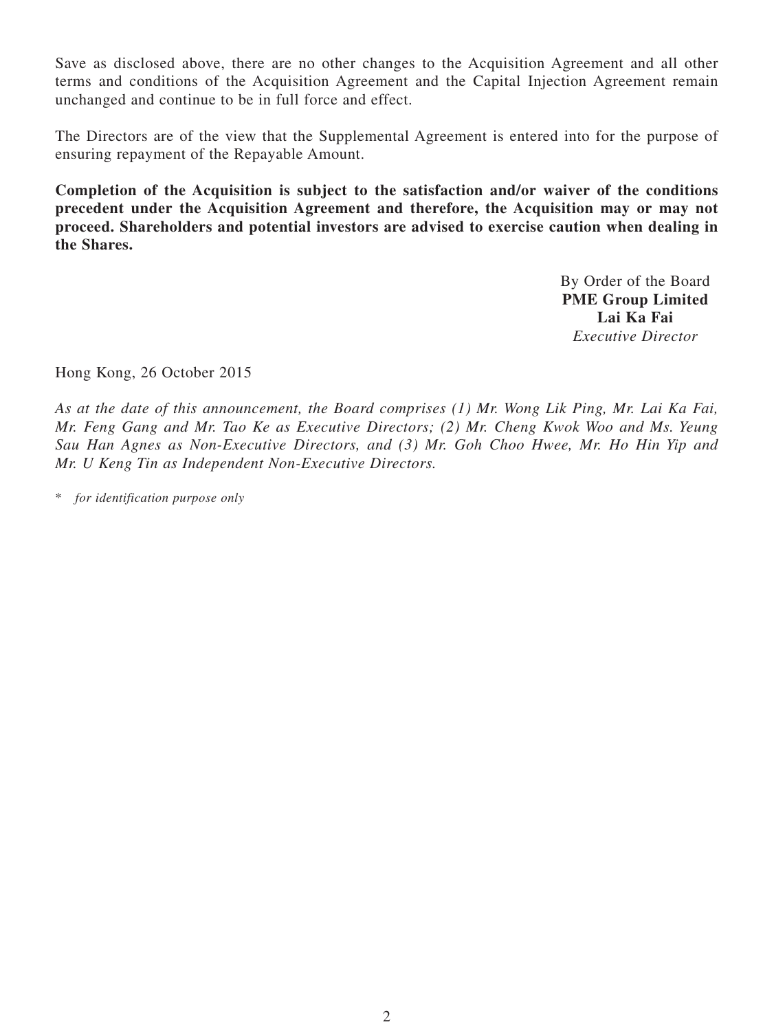Save as disclosed above, there are no other changes to the Acquisition Agreement and all other terms and conditions of the Acquisition Agreement and the Capital Injection Agreement remain unchanged and continue to be in full force and effect.

The Directors are of the view that the Supplemental Agreement is entered into for the purpose of ensuring repayment of the Repayable Amount.

**Completion of the Acquisition is subject to the satisfaction and/or waiver of the conditions precedent under the Acquisition Agreement and therefore, the Acquisition may or may not proceed. Shareholders and potential investors are advised to exercise caution when dealing in the Shares.**

By Order of the Board
**PME Group Limited**
**Lai Ka Fai**
*Executive Director*

Hong Kong, 26 October 2015

*As at the date of this announcement, the Board comprises (1) Mr. Wong Lik Ping, Mr. Lai Ka Fai, Mr. Feng Gang and Mr. Tao Ke as Executive Directors; (2) Mr. Cheng Kwok Woo and Ms. Yeung Sau Han Agnes as Non-Executive Directors, and (3) Mr. Goh Choo Hwee, Mr. Ho Hin Yip and Mr. U Keng Tin as Independent Non-Executive Directors.*

\* *for identification purpose only*